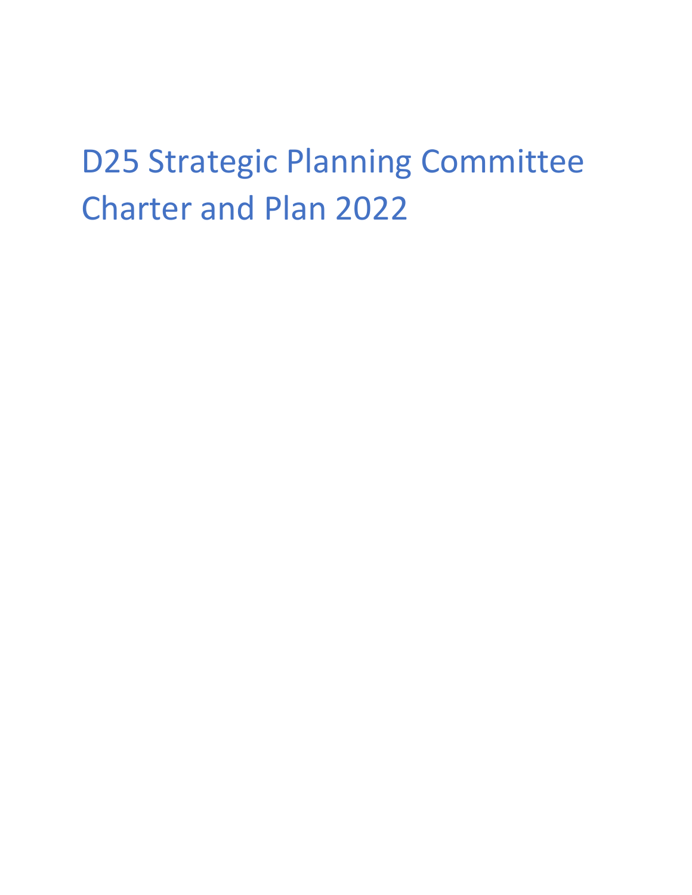# D25 Strategic Planning Committee Charter and Plan 2022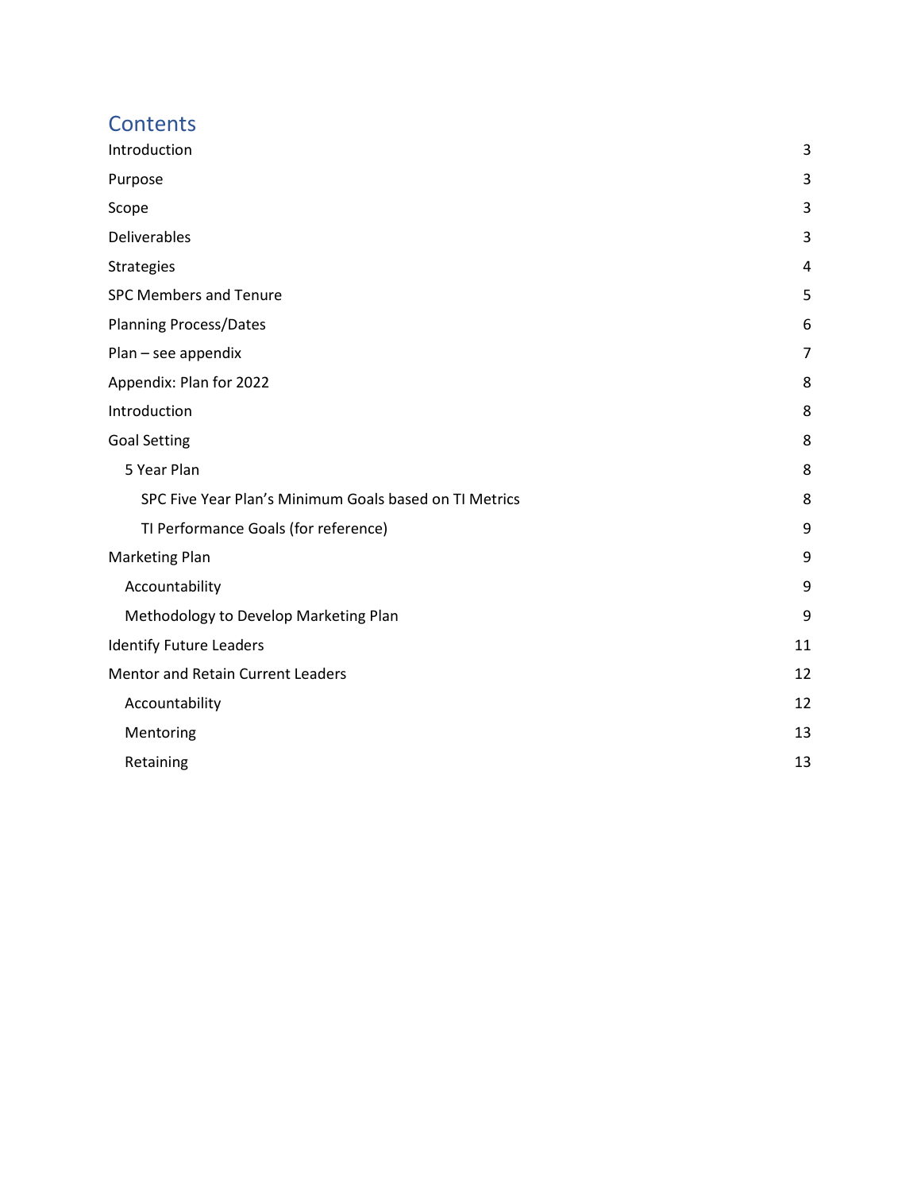# Contents

Introduction 3

Purpose 3

Scope 3

Deliverables 3

Strategies 4

SPC Members and Tenure 5

Planning Process/Dates 6

Plan – see appendix 7

Appendix: Plan for 2022 8

Introduction 8

Goal Setting 8

- 5 Year Plan 8
  - SPC Five Year Plan's Minimum Goals based on TI Metrics 8
  - TI Performance Goals (for reference) 9

Marketing Plan 9

- Accountability 9
- Methodology to Develop Marketing Plan 9

Identify Future Leaders 11

Mentor and Retain Current Leaders 12

- Accountability 12
- Mentoring 13
- Retaining 13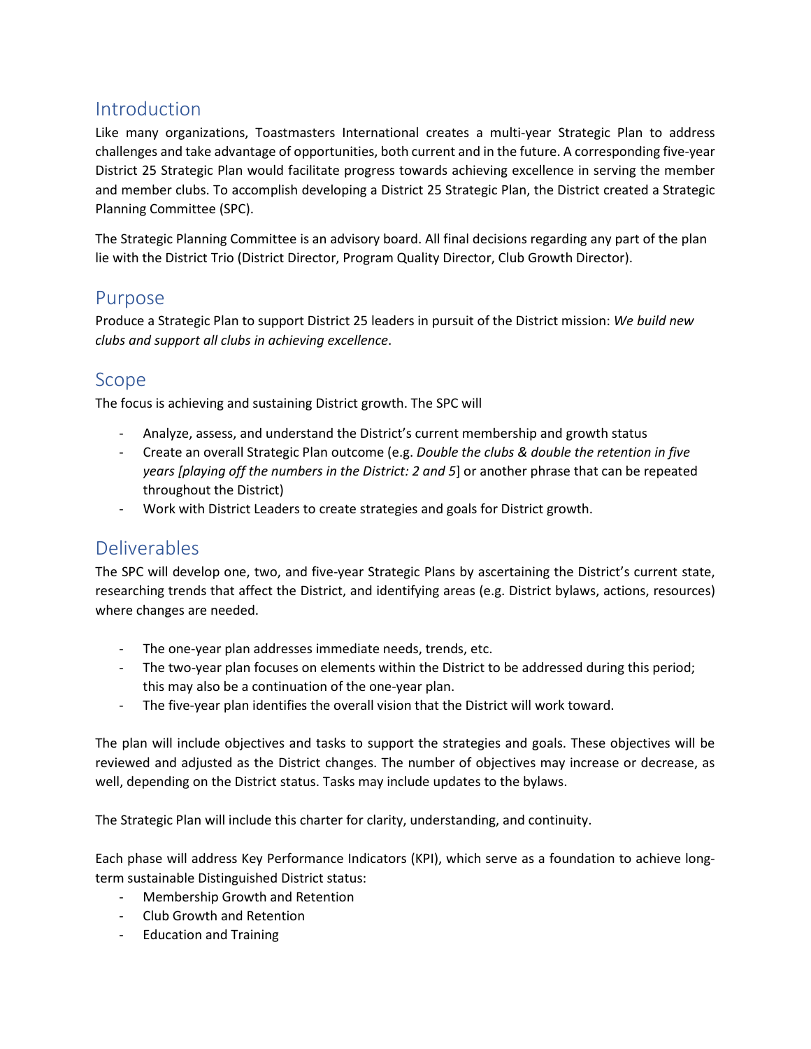## Introduction

Like many organizations, Toastmasters International creates a multi-year Strategic Plan to address challenges and take advantage of opportunities, both current and in the future. A corresponding five-year District 25 Strategic Plan would facilitate progress towards achieving excellence in serving the member and member clubs. To accomplish developing a District 25 Strategic Plan, the District created a Strategic Planning Committee (SPC).

The Strategic Planning Committee is an advisory board. All final decisions regarding any part of the plan lie with the District Trio (District Director, Program Quality Director, Club Growth Director).

## Purpose

Produce a Strategic Plan to support District 25 leaders in pursuit of the District mission: *We build new clubs and support all clubs in achieving excellence*.

## Scope

The focus is achieving and sustaining District growth. The SPC will

- Analyze, assess, and understand the District's current membership and growth status
- Create an overall Strategic Plan outcome (e.g. *Double the clubs & double the retention in five years [playing off the numbers in the District: 2 and 5*] or another phrase that can be repeated throughout the District)
- Work with District Leaders to create strategies and goals for District growth.

## Deliverables

The SPC will develop one, two, and five-year Strategic Plans by ascertaining the District's current state, researching trends that affect the District, and identifying areas (e.g. District bylaws, actions, resources) where changes are needed.

- The one-year plan addresses immediate needs, trends, etc.
- The two-year plan focuses on elements within the District to be addressed during this period; this may also be a continuation of the one-year plan.
- The five-year plan identifies the overall vision that the District will work toward.

The plan will include objectives and tasks to support the strategies and goals. These objectives will be reviewed and adjusted as the District changes. The number of objectives may increase or decrease, as well, depending on the District status. Tasks may include updates to the bylaws.

The Strategic Plan will include this charter for clarity, understanding, and continuity.

Each phase will address Key Performance Indicators (KPI), which serve as a foundation to achieve long-term sustainable Distinguished District status:

- Membership Growth and Retention
- Club Growth and Retention
- Education and Training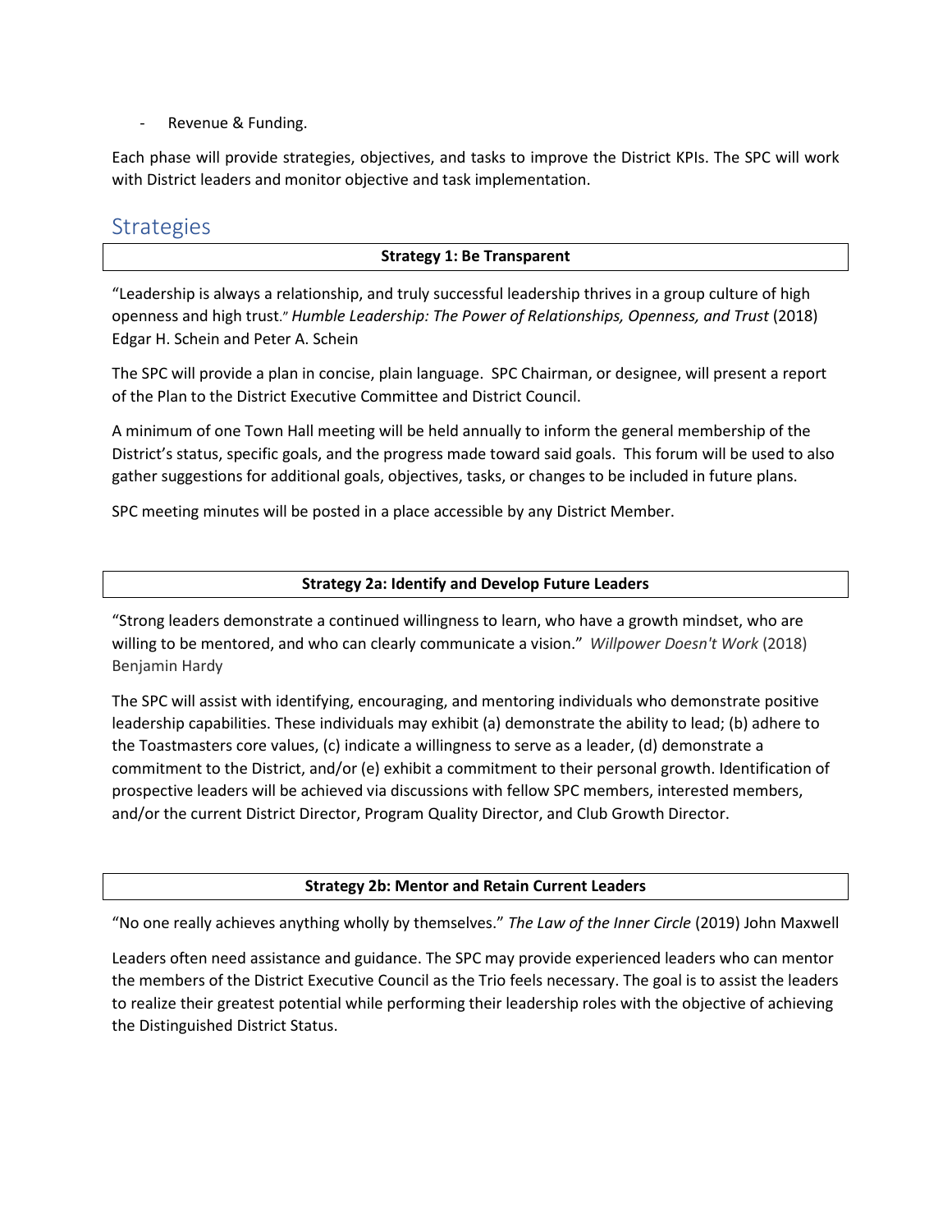- Revenue & Funding.

Each phase will provide strategies, objectives, and tasks to improve the District KPIs. The SPC will work with District leaders and monitor objective and task implementation.

## Strategies

**Strategy 1: Be Transparent**

"Leadership is always a relationship, and truly successful leadership thrives in a group culture of high openness and high trust." *Humble Leadership: The Power of Relationships, Openness, and Trust* (2018) Edgar H. Schein and Peter A. Schein

The SPC will provide a plan in concise, plain language. SPC Chairman, or designee, will present a report of the Plan to the District Executive Committee and District Council.

A minimum of one Town Hall meeting will be held annually to inform the general membership of the District's status, specific goals, and the progress made toward said goals. This forum will be used to also gather suggestions for additional goals, objectives, tasks, or changes to be included in future plans.

SPC meeting minutes will be posted in a place accessible by any District Member.

**Strategy 2a: Identify and Develop Future Leaders**

"Strong leaders demonstrate a continued willingness to learn, who have a growth mindset, who are willing to be mentored, and who can clearly communicate a vision." *Willpower Doesn't Work* (2018) Benjamin Hardy

The SPC will assist with identifying, encouraging, and mentoring individuals who demonstrate positive leadership capabilities. These individuals may exhibit (a) demonstrate the ability to lead; (b) adhere to the Toastmasters core values, (c) indicate a willingness to serve as a leader, (d) demonstrate a commitment to the District, and/or (e) exhibit a commitment to their personal growth. Identification of prospective leaders will be achieved via discussions with fellow SPC members, interested members, and/or the current District Director, Program Quality Director, and Club Growth Director.

**Strategy 2b: Mentor and Retain Current Leaders**

"No one really achieves anything wholly by themselves." *The Law of the Inner Circle* (2019) John Maxwell

Leaders often need assistance and guidance. The SPC may provide experienced leaders who can mentor the members of the District Executive Council as the Trio feels necessary. The goal is to assist the leaders to realize their greatest potential while performing their leadership roles with the objective of achieving the Distinguished District Status.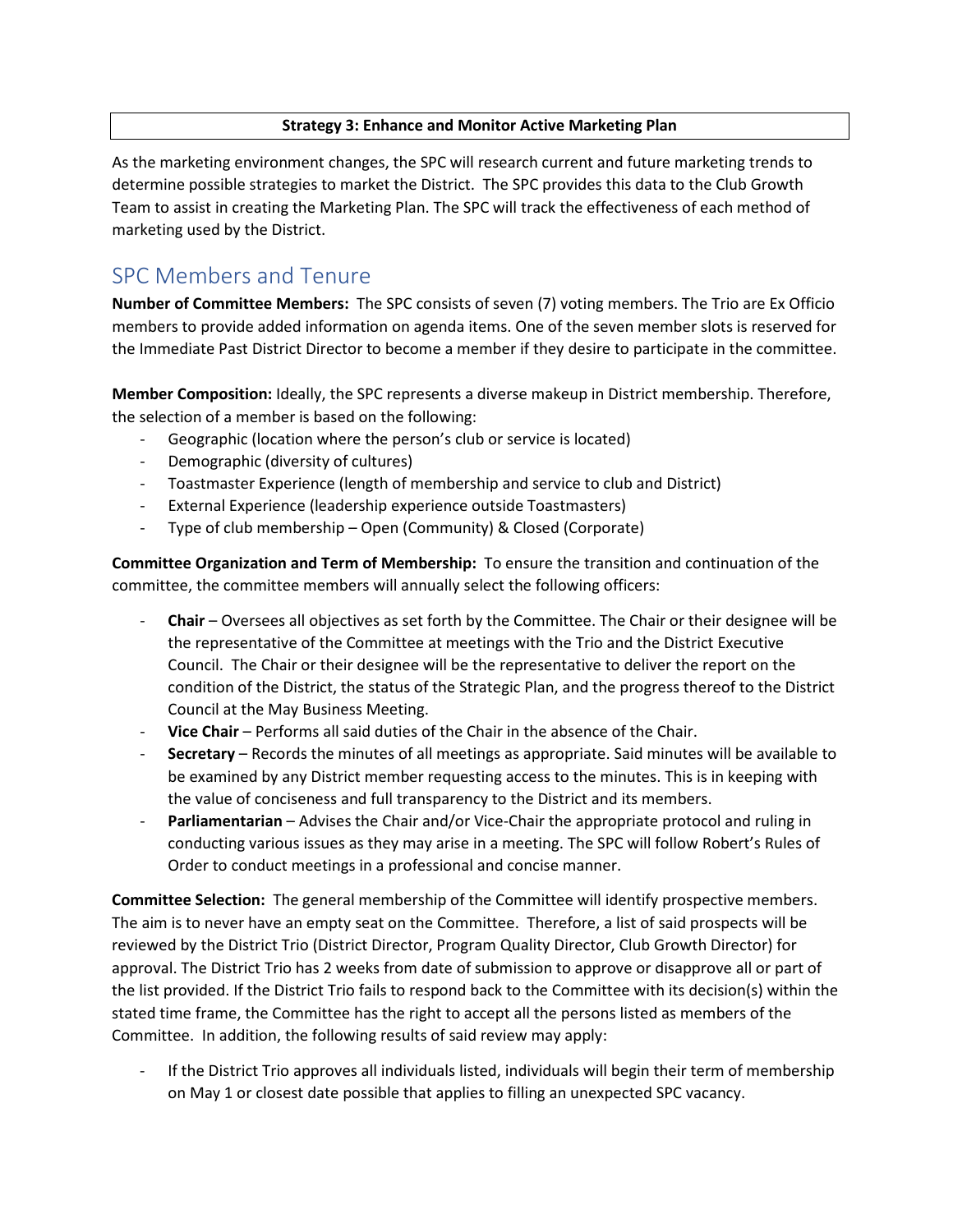**Strategy 3: Enhance and Monitor Active Marketing Plan**

As the marketing environment changes, the SPC will research current and future marketing trends to determine possible strategies to market the District. The SPC provides this data to the Club Growth Team to assist in creating the Marketing Plan. The SPC will track the effectiveness of each method of marketing used by the District.

## SPC Members and Tenure

**Number of Committee Members:** The SPC consists of seven (7) voting members. The Trio are Ex Officio members to provide added information on agenda items. One of the seven member slots is reserved for the Immediate Past District Director to become a member if they desire to participate in the committee.

**Member Composition:** Ideally, the SPC represents a diverse makeup in District membership. Therefore, the selection of a member is based on the following:

- Geographic (location where the person's club or service is located)
- Demographic (diversity of cultures)
- Toastmaster Experience (length of membership and service to club and District)
- External Experience (leadership experience outside Toastmasters)
- Type of club membership – Open (Community) & Closed (Corporate)

**Committee Organization and Term of Membership:** To ensure the transition and continuation of the committee, the committee members will annually select the following officers:

- **Chair** – Oversees all objectives as set forth by the Committee. The Chair or their designee will be the representative of the Committee at meetings with the Trio and the District Executive Council. The Chair or their designee will be the representative to deliver the report on the condition of the District, the status of the Strategic Plan, and the progress thereof to the District Council at the May Business Meeting.
- **Vice Chair** – Performs all said duties of the Chair in the absence of the Chair.
- **Secretary** – Records the minutes of all meetings as appropriate. Said minutes will be available to be examined by any District member requesting access to the minutes. This is in keeping with the value of conciseness and full transparency to the District and its members.
- **Parliamentarian** – Advises the Chair and/or Vice-Chair the appropriate protocol and ruling in conducting various issues as they may arise in a meeting. The SPC will follow Robert's Rules of Order to conduct meetings in a professional and concise manner.

**Committee Selection:** The general membership of the Committee will identify prospective members. The aim is to never have an empty seat on the Committee. Therefore, a list of said prospects will be reviewed by the District Trio (District Director, Program Quality Director, Club Growth Director) for approval. The District Trio has 2 weeks from date of submission to approve or disapprove all or part of the list provided. If the District Trio fails to respond back to the Committee with its decision(s) within the stated time frame, the Committee has the right to accept all the persons listed as members of the Committee. In addition, the following results of said review may apply:

- If the District Trio approves all individuals listed, individuals will begin their term of membership on May 1 or closest date possible that applies to filling an unexpected SPC vacancy.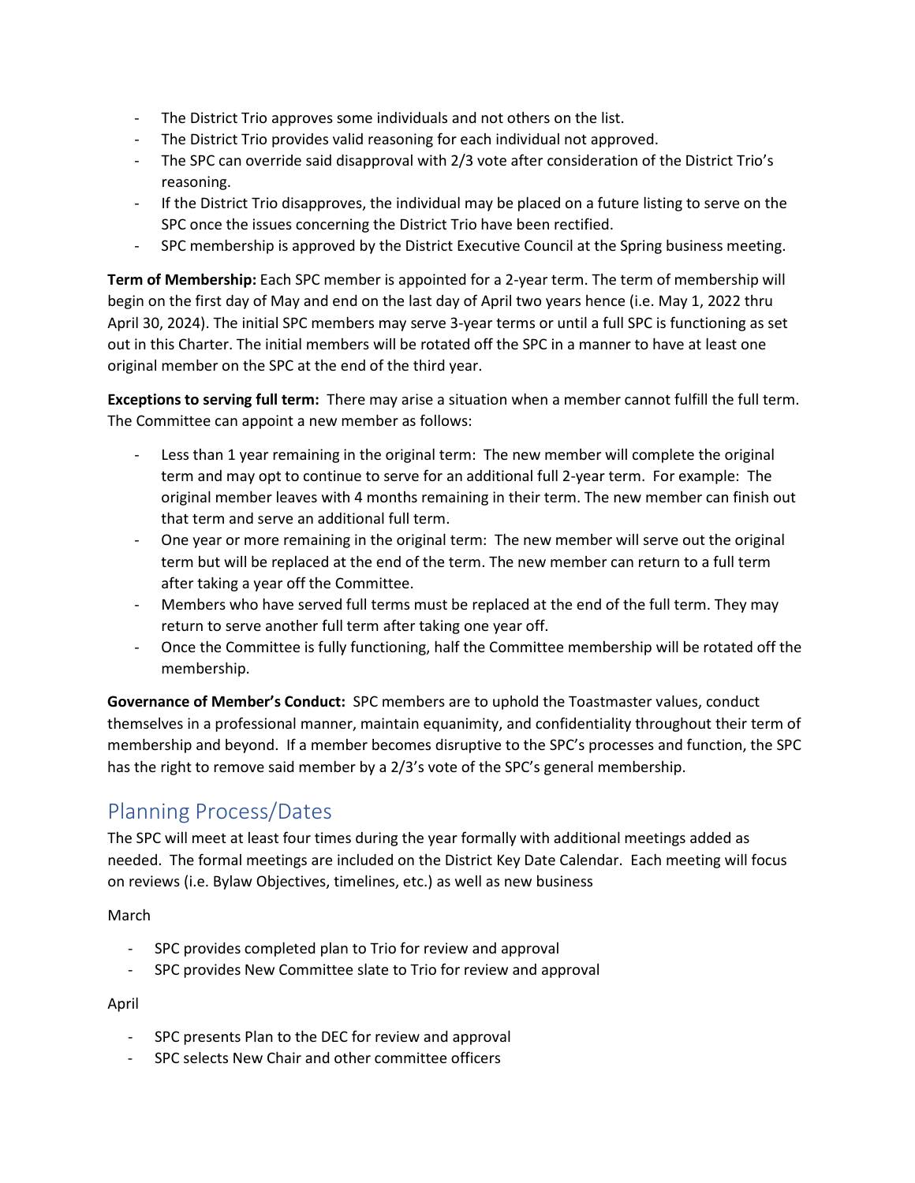- The District Trio approves some individuals and not others on the list.
- The District Trio provides valid reasoning for each individual not approved.
- The SPC can override said disapproval with 2/3 vote after consideration of the District Trio's reasoning.
- If the District Trio disapproves, the individual may be placed on a future listing to serve on the SPC once the issues concerning the District Trio have been rectified.
- SPC membership is approved by the District Executive Council at the Spring business meeting.

**Term of Membership:** Each SPC member is appointed for a 2-year term. The term of membership will begin on the first day of May and end on the last day of April two years hence (i.e. May 1, 2022 thru April 30, 2024). The initial SPC members may serve 3-year terms or until a full SPC is functioning as set out in this Charter. The initial members will be rotated off the SPC in a manner to have at least one original member on the SPC at the end of the third year.

**Exceptions to serving full term:** There may arise a situation when a member cannot fulfill the full term. The Committee can appoint a new member as follows:

- Less than 1 year remaining in the original term: The new member will complete the original term and may opt to continue to serve for an additional full 2-year term. For example: The original member leaves with 4 months remaining in their term. The new member can finish out that term and serve an additional full term.
- One year or more remaining in the original term: The new member will serve out the original term but will be replaced at the end of the term. The new member can return to a full term after taking a year off the Committee.
- Members who have served full terms must be replaced at the end of the full term. They may return to serve another full term after taking one year off.
- Once the Committee is fully functioning, half the Committee membership will be rotated off the membership.

**Governance of Member's Conduct:** SPC members are to uphold the Toastmaster values, conduct themselves in a professional manner, maintain equanimity, and confidentiality throughout their term of membership and beyond. If a member becomes disruptive to the SPC's processes and function, the SPC has the right to remove said member by a 2/3's vote of the SPC's general membership.

## Planning Process/Dates

The SPC will meet at least four times during the year formally with additional meetings added as needed. The formal meetings are included on the District Key Date Calendar. Each meeting will focus on reviews (i.e. Bylaw Objectives, timelines, etc.) as well as new business

March

- SPC provides completed plan to Trio for review and approval
- SPC provides New Committee slate to Trio for review and approval

April

- SPC presents Plan to the DEC for review and approval
- SPC selects New Chair and other committee officers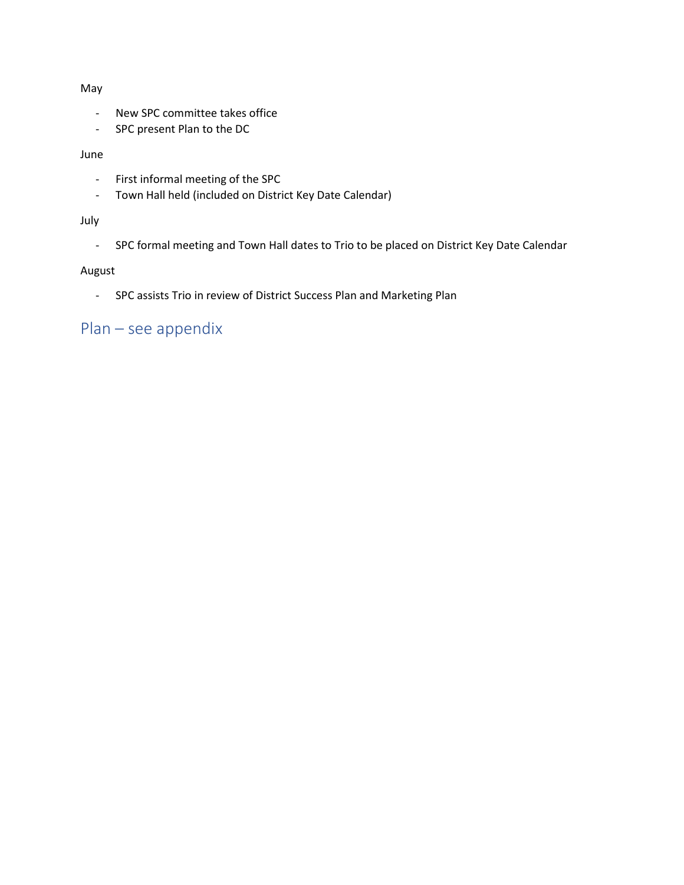May

- New SPC committee takes office
- SPC present Plan to the DC

June

- First informal meeting of the SPC
- Town Hall held (included on District Key Date Calendar)

July

- SPC formal meeting and Town Hall dates to Trio to be placed on District Key Date Calendar

August

- SPC assists Trio in review of District Success Plan and Marketing Plan

## Plan – see appendix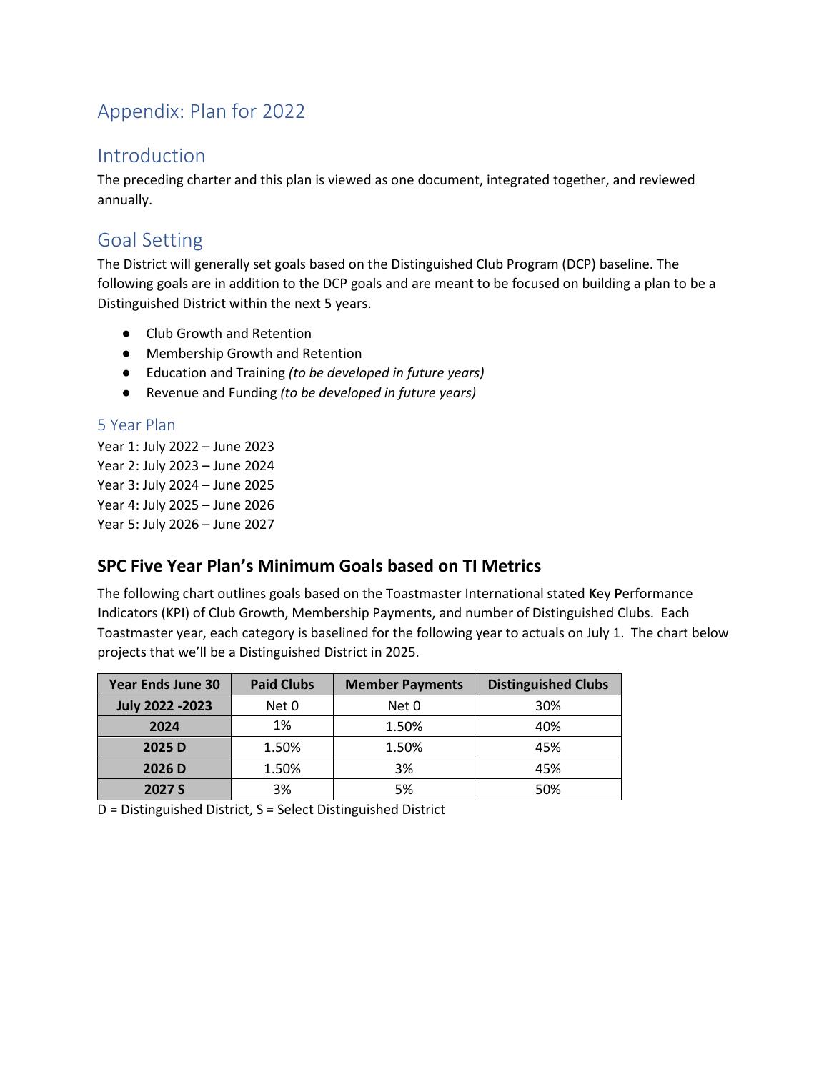# Appendix: Plan for 2022

## Introduction

The preceding charter and this plan is viewed as one document, integrated together, and reviewed annually.

## Goal Setting

The District will generally set goals based on the Distinguished Club Program (DCP) baseline. The following goals are in addition to the DCP goals and are meant to be focused on building a plan to be a Distinguished District within the next 5 years.

- Club Growth and Retention
- Membership Growth and Retention
- Education and Training *(to be developed in future years)*
- Revenue and Funding *(to be developed in future years)*

### 5 Year Plan

Year 1: July 2022 – June 2023
Year 2: July 2023 – June 2024
Year 3: July 2024 – June 2025
Year 4: July 2025 – June 2026
Year 5: July 2026 – June 2027

### SPC Five Year Plan's Minimum Goals based on TI Metrics

The following chart outlines goals based on the Toastmaster International stated **K**ey **P**erformance **I**ndicators (KPI) of Club Growth, Membership Payments, and number of Distinguished Clubs. Each Toastmaster year, each category is baselined for the following year to actuals on July 1. The chart below projects that we'll be a Distinguished District in 2025.

| Year Ends June 30 | Paid Clubs | Member Payments | Distinguished Clubs |
|---|---|---|---|
| **July 2022 -2023** | Net 0 | Net 0 | 30% |
| **2024** | 1% | 1.50% | 40% |
| **2025 D** | 1.50% | 1.50% | 45% |
| **2026 D** | 1.50% | 3% | 45% |
| **2027 S** | 3% | 5% | 50% |

D = Distinguished District, S = Select Distinguished District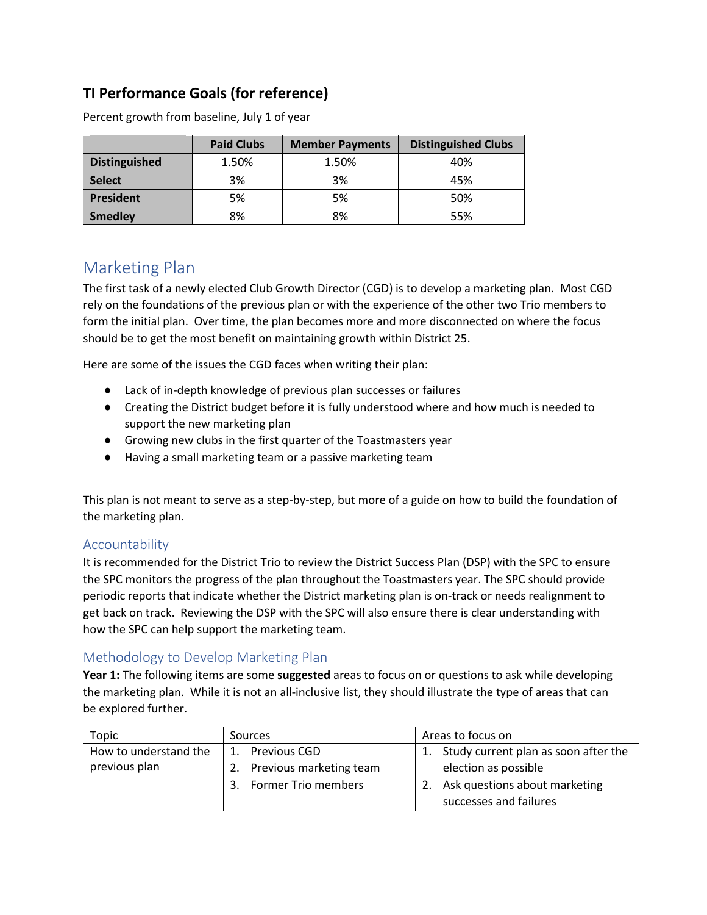## TI Performance Goals (for reference)

Percent growth from baseline, July 1 of year

| | Paid Clubs | Member Payments | Distinguished Clubs |
|---|---|---|---|
| **Distinguished** | 1.50% | 1.50% | 40% |
| **Select** | 3% | 3% | 45% |
| **President** | 5% | 5% | 50% |
| **Smedley** | 8% | 8% | 55% |

# Marketing Plan

The first task of a newly elected Club Growth Director (CGD) is to develop a marketing plan. Most CGD rely on the foundations of the previous plan or with the experience of the other two Trio members to form the initial plan. Over time, the plan becomes more and more disconnected on where the focus should be to get the most benefit on maintaining growth within District 25.

Here are some of the issues the CGD faces when writing their plan:

- Lack of in-depth knowledge of previous plan successes or failures
- Creating the District budget before it is fully understood where and how much is needed to support the new marketing plan
- Growing new clubs in the first quarter of the Toastmasters year
- Having a small marketing team or a passive marketing team

This plan is not meant to serve as a step-by-step, but more of a guide on how to build the foundation of the marketing plan.

## Accountability

It is recommended for the District Trio to review the District Success Plan (DSP) with the SPC to ensure the SPC monitors the progress of the plan throughout the Toastmasters year. The SPC should provide periodic reports that indicate whether the District marketing plan is on-track or needs realignment to get back on track. Reviewing the DSP with the SPC will also ensure there is clear understanding with how the SPC can help support the marketing team.

## Methodology to Develop Marketing Plan

**Year 1:** The following items are some **suggested** areas to focus on or questions to ask while developing the marketing plan. While it is not an all-inclusive list, they should illustrate the type of areas that can be explored further.

| Topic | Sources | Areas to focus on |
|---|---|---|
| How to understand the previous plan | 1. Previous CGD<br>2. Previous marketing team<br>3. Former Trio members | 1. Study current plan as soon after the election as possible<br>2. Ask questions about marketing successes and failures |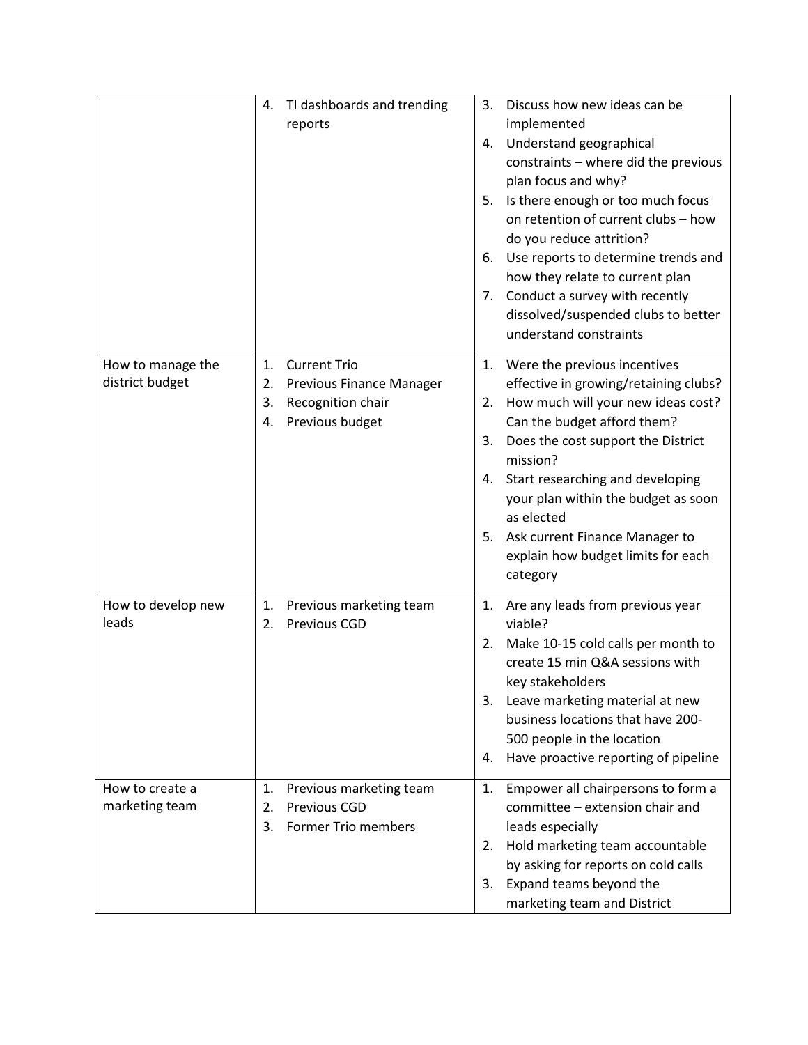| | | |
|---|---|---|
| | 4. TI dashboards and trending reports | 3. Discuss how new ideas can be implemented<br>4. Understand geographical constraints – where did the previous plan focus and why?<br>5. Is there enough or too much focus on retention of current clubs – how do you reduce attrition?<br>6. Use reports to determine trends and how they relate to current plan<br>7. Conduct a survey with recently dissolved/suspended clubs to better understand constraints |
| How to manage the district budget | 1. Current Trio<br>2. Previous Finance Manager<br>3. Recognition chair<br>4. Previous budget | 1. Were the previous incentives effective in growing/retaining clubs?<br>2. How much will your new ideas cost? Can the budget afford them?<br>3. Does the cost support the District mission?<br>4. Start researching and developing your plan within the budget as soon as elected<br>5. Ask current Finance Manager to explain how budget limits for each category |
| How to develop new leads | 1. Previous marketing team<br>2. Previous CGD | 1. Are any leads from previous year viable?<br>2. Make 10-15 cold calls per month to create 15 min Q&A sessions with key stakeholders<br>3. Leave marketing material at new business locations that have 200-500 people in the location<br>4. Have proactive reporting of pipeline |
| How to create a marketing team | 1. Previous marketing team<br>2. Previous CGD<br>3. Former Trio members | 1. Empower all chairpersons to form a committee – extension chair and leads especially<br>2. Hold marketing team accountable by asking for reports on cold calls<br>3. Expand teams beyond the marketing team and District |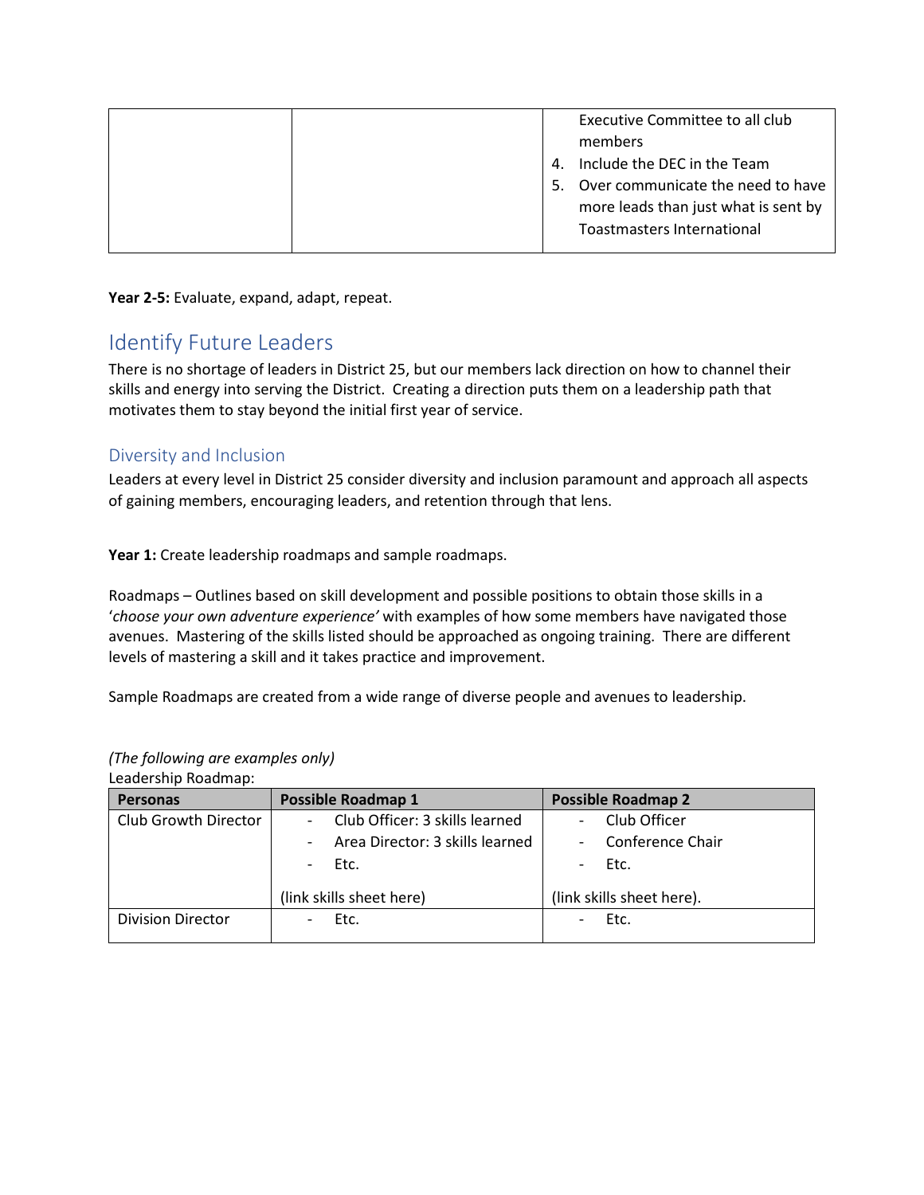| | | |
|---|---|---|
| | | Executive Committee to all club members<br>4. Include the DEC in the Team<br>5. Over communicate the need to have more leads than just what is sent by Toastmasters International |

**Year 2-5:** Evaluate, expand, adapt, repeat.

## Identify Future Leaders

There is no shortage of leaders in District 25, but our members lack direction on how to channel their skills and energy into serving the District. Creating a direction puts them on a leadership path that motivates them to stay beyond the initial first year of service.

### Diversity and Inclusion

Leaders at every level in District 25 consider diversity and inclusion paramount and approach all aspects of gaining members, encouraging leaders, and retention through that lens.

**Year 1:** Create leadership roadmaps and sample roadmaps.

Roadmaps – Outlines based on skill development and possible positions to obtain those skills in a '*choose your own adventure experience'* with examples of how some members have navigated those avenues. Mastering of the skills listed should be approached as ongoing training. There are different levels of mastering a skill and it takes practice and improvement.

Sample Roadmaps are created from a wide range of diverse people and avenues to leadership.

*(The following are examples only)*
Leadership Roadmap:

| Personas | Possible Roadmap 1 | Possible Roadmap 2 |
|---|---|---|
| Club Growth Director | - Club Officer: 3 skills learned<br>- Area Director: 3 skills learned<br>- Etc.<br><br>(link skills sheet here) | - Club Officer<br>- Conference Chair<br>- Etc.<br><br>(link skills sheet here). |
| Division Director | - Etc. | - Etc. |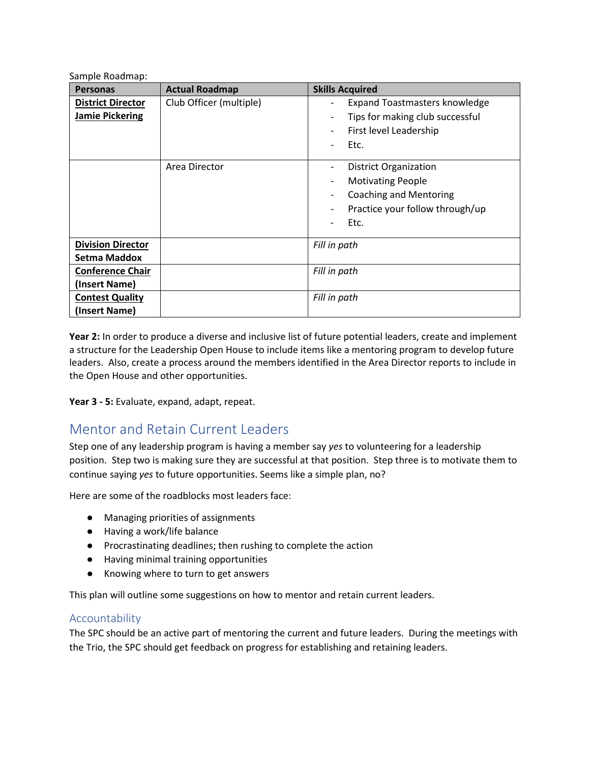Sample Roadmap:

| Personas | Actual Roadmap | Skills Acquired |
| --- | --- | --- |
| **District Director Jamie Pickering** | Club Officer (multiple) | - Expand Toastmasters knowledge<br>- Tips for making club successful<br>- First level Leadership<br>- Etc. |
| | Area Director | - District Organization<br>- Motivating People<br>- Coaching and Mentoring<br>- Practice your follow through/up<br>- Etc. |
| **Division Director Setma Maddox** | | *Fill in path* |
| **Conference Chair (Insert Name)** | | *Fill in path* |
| **Contest Quality (Insert Name)** | | *Fill in path* |

**Year 2:** In order to produce a diverse and inclusive list of future potential leaders, create and implement a structure for the Leadership Open House to include items like a mentoring program to develop future leaders. Also, create a process around the members identified in the Area Director reports to include in the Open House and other opportunities.

**Year 3 - 5:** Evaluate, expand, adapt, repeat.

## Mentor and Retain Current Leaders

Step one of any leadership program is having a member say *yes* to volunteering for a leadership position. Step two is making sure they are successful at that position. Step three is to motivate them to continue saying *yes* to future opportunities. Seems like a simple plan, no?

Here are some of the roadblocks most leaders face:

- Managing priorities of assignments
- Having a work/life balance
- Procrastinating deadlines; then rushing to complete the action
- Having minimal training opportunities
- Knowing where to turn to get answers

This plan will outline some suggestions on how to mentor and retain current leaders.

### Accountability

The SPC should be an active part of mentoring the current and future leaders. During the meetings with the Trio, the SPC should get feedback on progress for establishing and retaining leaders.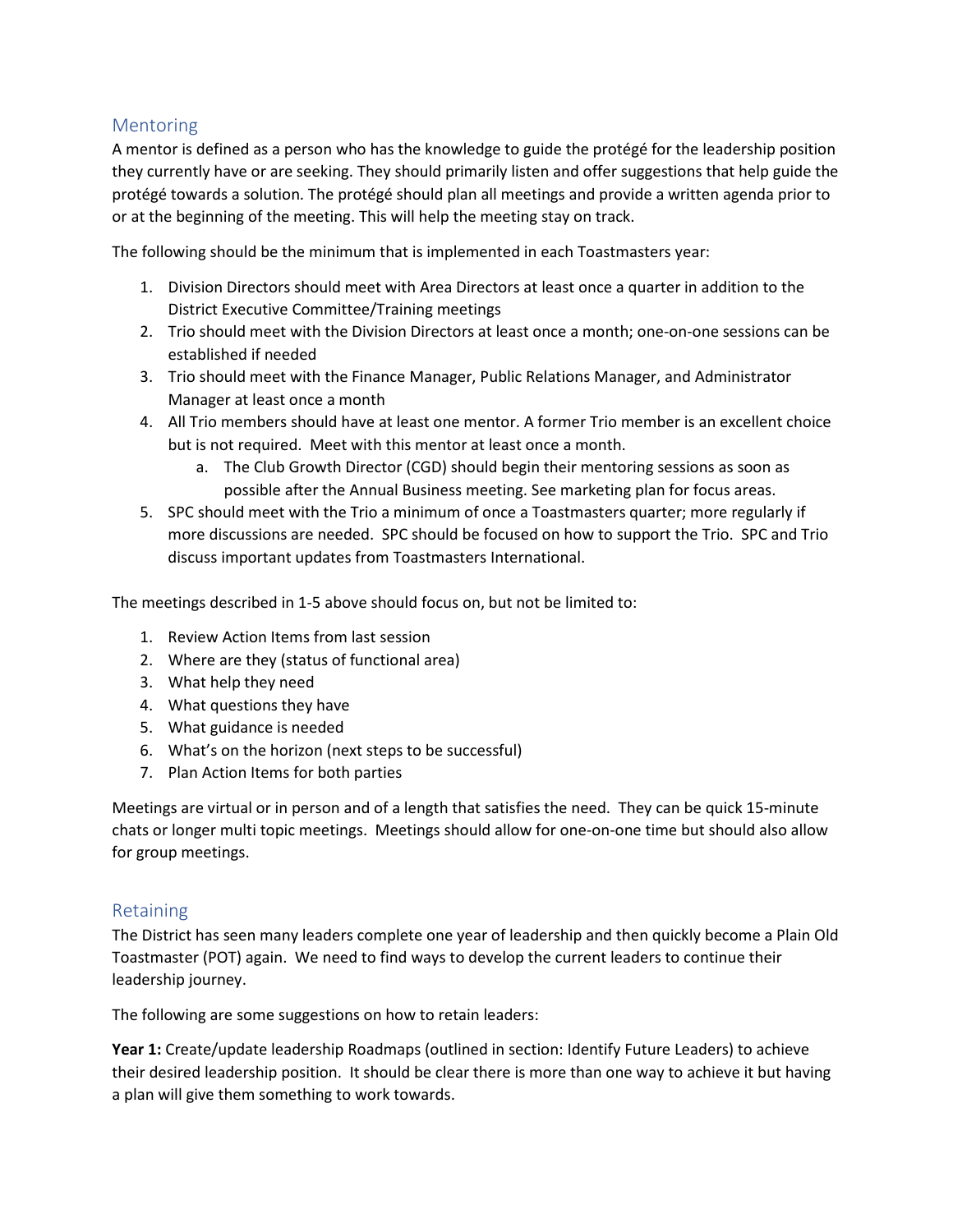## Mentoring

A mentor is defined as a person who has the knowledge to guide the protégé for the leadership position they currently have or are seeking. They should primarily listen and offer suggestions that help guide the protégé towards a solution. The protégé should plan all meetings and provide a written agenda prior to or at the beginning of the meeting. This will help the meeting stay on track.

The following should be the minimum that is implemented in each Toastmasters year:

1. Division Directors should meet with Area Directors at least once a quarter in addition to the District Executive Committee/Training meetings
2. Trio should meet with the Division Directors at least once a month; one-on-one sessions can be established if needed
3. Trio should meet with the Finance Manager, Public Relations Manager, and Administrator Manager at least once a month
4. All Trio members should have at least one mentor. A former Trio member is an excellent choice but is not required. Meet with this mentor at least once a month.
    a. The Club Growth Director (CGD) should begin their mentoring sessions as soon as possible after the Annual Business meeting. See marketing plan for focus areas.
5. SPC should meet with the Trio a minimum of once a Toastmasters quarter; more regularly if more discussions are needed. SPC should be focused on how to support the Trio. SPC and Trio discuss important updates from Toastmasters International.

The meetings described in 1-5 above should focus on, but not be limited to:

1. Review Action Items from last session
2. Where are they (status of functional area)
3. What help they need
4. What questions they have
5. What guidance is needed
6. What's on the horizon (next steps to be successful)
7. Plan Action Items for both parties

Meetings are virtual or in person and of a length that satisfies the need. They can be quick 15-minute chats or longer multi topic meetings. Meetings should allow for one-on-one time but should also allow for group meetings.

## Retaining

The District has seen many leaders complete one year of leadership and then quickly become a Plain Old Toastmaster (POT) again. We need to find ways to develop the current leaders to continue their leadership journey.

The following are some suggestions on how to retain leaders:

**Year 1:** Create/update leadership Roadmaps (outlined in section: Identify Future Leaders) to achieve their desired leadership position. It should be clear there is more than one way to achieve it but having a plan will give them something to work towards.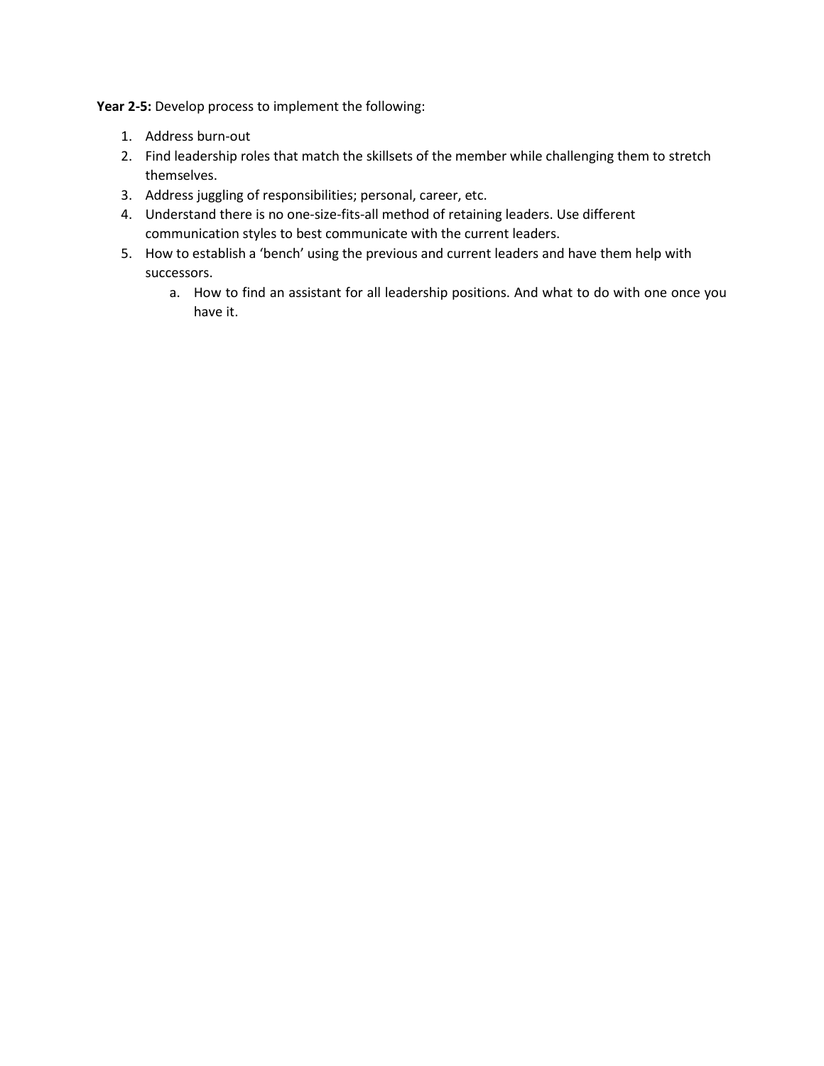**Year 2-5:** Develop process to implement the following:

1. Address burn-out
2. Find leadership roles that match the skillsets of the member while challenging them to stretch themselves.
3. Address juggling of responsibilities; personal, career, etc.
4. Understand there is no one-size-fits-all method of retaining leaders. Use different communication styles to best communicate with the current leaders.
5. How to establish a 'bench' using the previous and current leaders and have them help with successors.
   a. How to find an assistant for all leadership positions. And what to do with one once you have it.